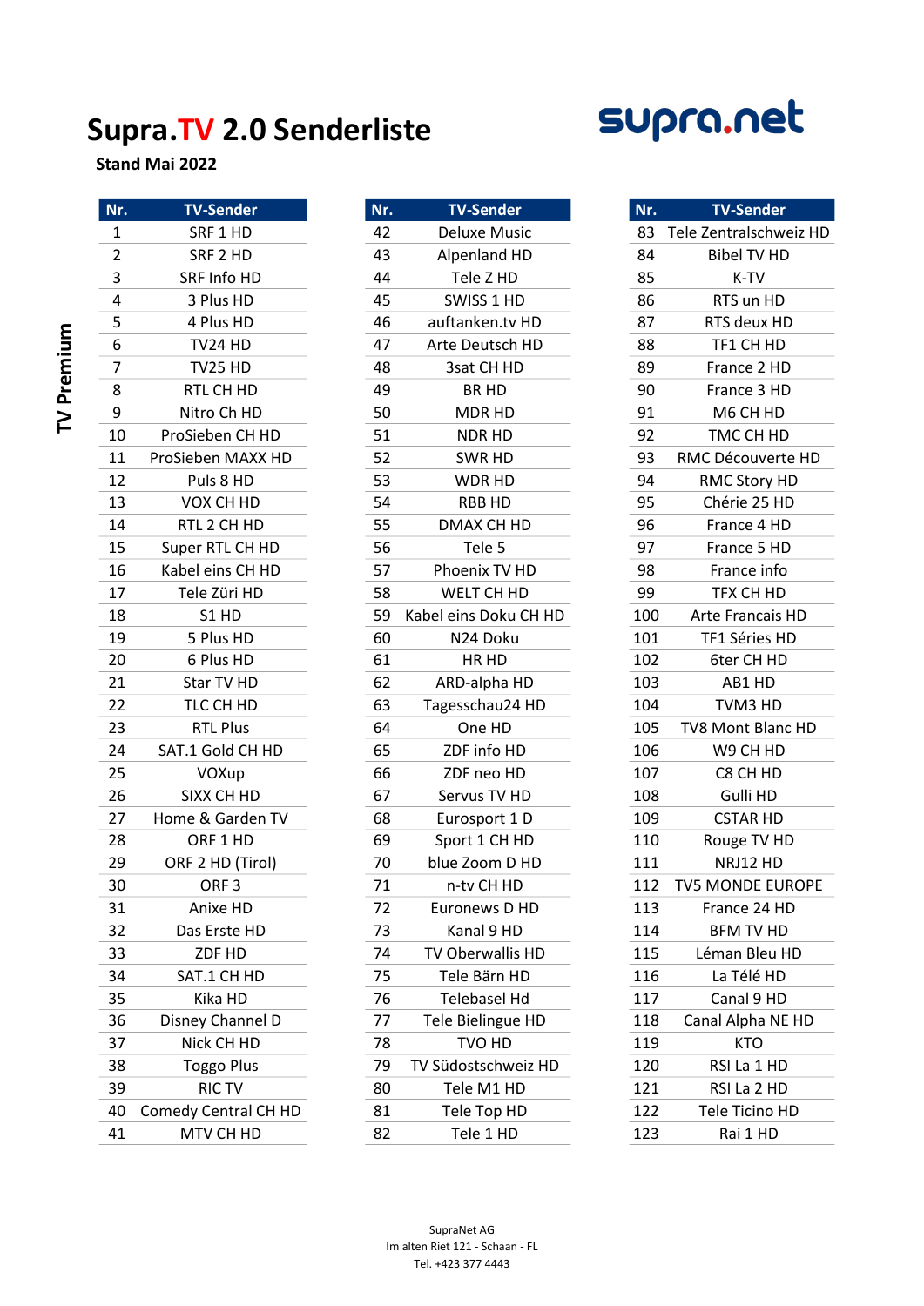# Supra.TV 2.0 Senderliste

supra.net

**Stand Mai 2022**

**TV Premium**

| Nr. | TV-Sender |
|---|---|
| 1 | SRF 1 HD |
| 2 | SRF 2 HD |
| 3 | SRF Info HD |
| 4 | 3 Plus HD |
| 5 | 4 Plus HD |
| 6 | TV24 HD |
| 7 | TV25 HD |
| 8 | RTL CH HD |
| 9 | Nitro Ch HD |
| 10 | ProSieben CH HD |
| 11 | ProSieben MAXX HD |
| 12 | Puls 8 HD |
| 13 | VOX CH HD |
| 14 | RTL 2 CH HD |
| 15 | Super RTL CH HD |
| 16 | Kabel eins CH HD |
| 17 | Tele Züri HD |
| 18 | S1 HD |
| 19 | 5 Plus HD |
| 20 | 6 Plus HD |
| 21 | Star TV HD |
| 22 | TLC CH HD |
| 23 | RTL Plus |
| 24 | SAT.1 Gold CH HD |
| 25 | VOXup |
| 26 | SIXX CH HD |
| 27 | Home & Garden TV |
| 28 | ORF 1 HD |
| 29 | ORF 2 HD (Tirol) |
| 30 | ORF 3 |
| 31 | Anixe HD |
| 32 | Das Erste HD |
| 33 | ZDF HD |
| 34 | SAT.1 CH HD |
| 35 | Kika HD |
| 36 | Disney Channel D |
| 37 | Nick CH HD |
| 38 | Toggo Plus |
| 39 | RIC TV |
| 40 | Comedy Central CH HD |
| 41 | MTV CH HD |
| 42 | Deluxe Music |
| 43 | Alpenland HD |
| 44 | Tele Z HD |
| 45 | SWISS 1 HD |
| 46 | auftanken.tv HD |
| 47 | Arte Deutsch HD |
| 48 | 3sat CH HD |
| 49 | BR HD |
| 50 | MDR HD |
| 51 | NDR HD |
| 52 | SWR HD |
| 53 | WDR HD |
| 54 | RBB HD |
| 55 | DMAX CH HD |
| 56 | Tele 5 |
| 57 | Phoenix TV HD |
| 58 | WELT CH HD |
| 59 | Kabel eins Doku CH HD |
| 60 | N24 Doku |
| 61 | HR HD |
| 62 | ARD-alpha HD |
| 63 | Tagesschau24 HD |
| 64 | One HD |
| 65 | ZDF info HD |
| 66 | ZDF neo HD |
| 67 | Servus TV HD |
| 68 | Eurosport 1 D |
| 69 | Sport 1 CH HD |
| 70 | blue Zoom D HD |
| 71 | n-tv CH HD |
| 72 | Euronews D HD |
| 73 | Kanal 9 HD |
| 74 | TV Oberwallis HD |
| 75 | Tele Bärn HD |
| 76 | Telebasel Hd |
| 77 | Tele Bielingue HD |
| 78 | TVO HD |
| 79 | TV Südostschweiz HD |
| 80 | Tele M1 HD |
| 81 | Tele Top HD |
| 82 | Tele 1 HD |
| 83 | Tele Zentralschweiz HD |
| 84 | Bibel TV HD |
| 85 | K-TV |
| 86 | RTS un HD |
| 87 | RTS deux HD |
| 88 | TF1 CH HD |
| 89 | France 2 HD |
| 90 | France 3 HD |
| 91 | M6 CH HD |
| 92 | TMC CH HD |
| 93 | RMC Découverte HD |
| 94 | RMC Story HD |
| 95 | Chérie 25 HD |
| 96 | France 4 HD |
| 97 | France 5 HD |
| 98 | France info |
| 99 | TFX CH HD |
| 100 | Arte Francais HD |
| 101 | TF1 Séries HD |
| 102 | 6ter CH HD |
| 103 | AB1 HD |
| 104 | TVM3 HD |
| 105 | TV8 Mont Blanc HD |
| 106 | W9 CH HD |
| 107 | C8 CH HD |
| 108 | Gulli HD |
| 109 | CSTAR HD |
| 110 | Rouge TV HD |
| 111 | NRJ12 HD |
| 112 | TV5 MONDE EUROPE |
| 113 | France 24 HD |
| 114 | BFM TV HD |
| 115 | Léman Bleu HD |
| 116 | La Télé HD |
| 117 | Canal 9 HD |
| 118 | Canal Alpha NE HD |
| 119 | KTO |
| 120 | RSI La 1 HD |
| 121 | RSI La 2 HD |
| 122 | Tele Ticino HD |
| 123 | Rai 1 HD |

SupraNet AG
Im alten Riet 121 - Schaan - FL
Tel. +423 377 4443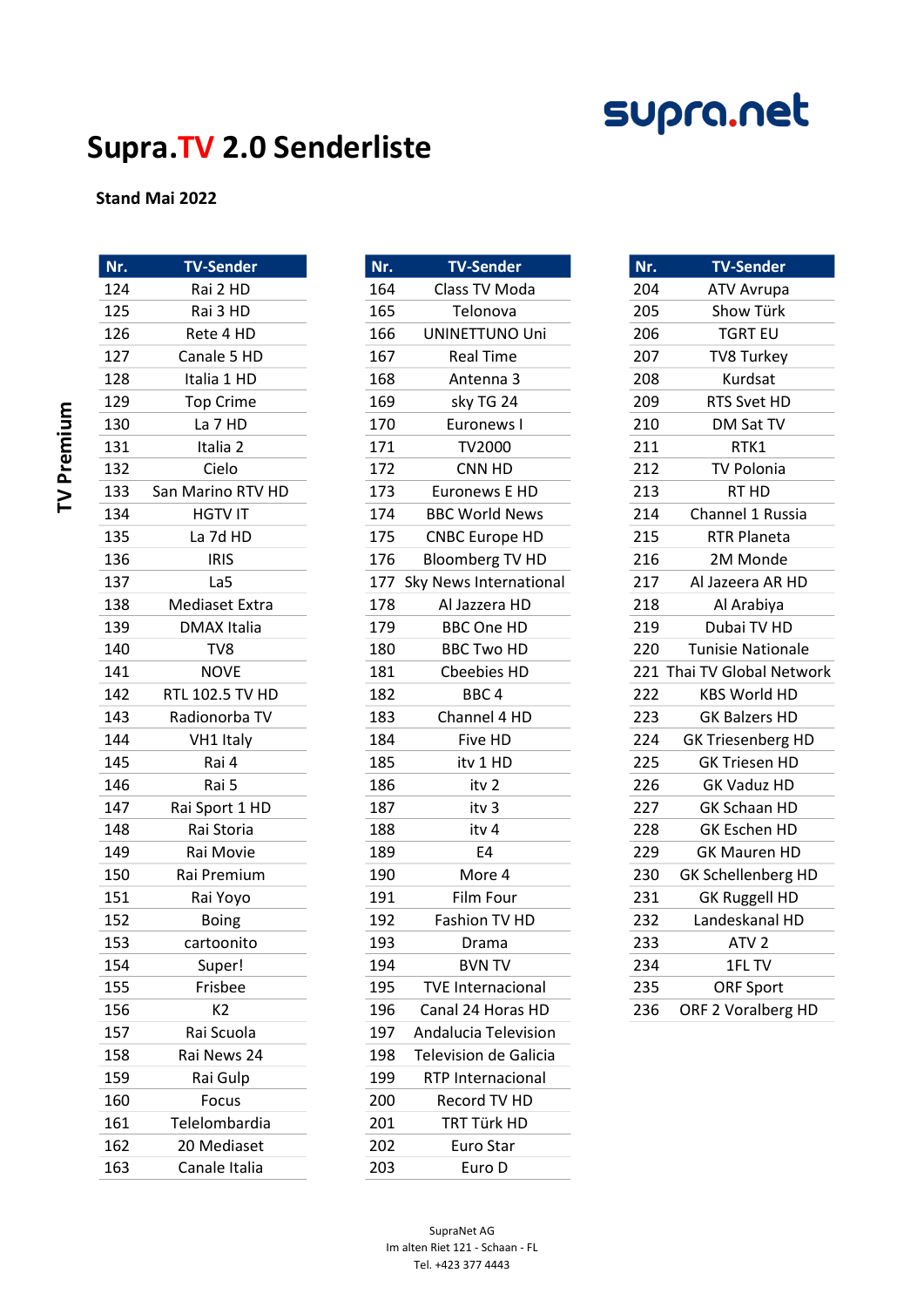supra.net

# Supra.TV 2.0 Senderliste

**Stand Mai 2022**

**TV Premium**

| Nr. | TV-Sender |
|---|---|
| 124 | Rai 2 HD |
| 125 | Rai 3 HD |
| 126 | Rete 4 HD |
| 127 | Canale 5 HD |
| 128 | Italia 1 HD |
| 129 | Top Crime |
| 130 | La 7 HD |
| 131 | Italia 2 |
| 132 | Cielo |
| 133 | San Marino RTV HD |
| 134 | HGTV IT |
| 135 | La 7d HD |
| 136 | IRIS |
| 137 | La5 |
| 138 | Mediaset Extra |
| 139 | DMAX Italia |
| 140 | TV8 |
| 141 | NOVE |
| 142 | RTL 102.5 TV HD |
| 143 | Radionorba TV |
| 144 | VH1 Italy |
| 145 | Rai 4 |
| 146 | Rai 5 |
| 147 | Rai Sport 1 HD |
| 148 | Rai Storia |
| 149 | Rai Movie |
| 150 | Rai Premium |
| 151 | Rai Yoyo |
| 152 | Boing |
| 153 | cartoonito |
| 154 | Super! |
| 155 | Frisbee |
| 156 | K2 |
| 157 | Rai Scuola |
| 158 | Rai News 24 |
| 159 | Rai Gulp |
| 160 | Focus |
| 161 | Telelombardia |
| 162 | 20 Mediaset |
| 163 | Canale Italia |

| Nr. | TV-Sender |
|---|---|
| 164 | Class TV Moda |
| 165 | Telenova |
| 166 | UNINETTUNO Uni |
| 167 | Real Time |
| 168 | Antenna 3 |
| 169 | sky TG 24 |
| 170 | Euronews I |
| 171 | TV2000 |
| 172 | CNN HD |
| 173 | Euronews E HD |
| 174 | BBC World News |
| 175 | CNBC Europe HD |
| 176 | Bloomberg TV HD |
| 177 | Sky News International |
| 178 | Al Jazzera HD |
| 179 | BBC One HD |
| 180 | BBC Two HD |
| 181 | Cbeebies HD |
| 182 | BBC 4 |
| 183 | Channel 4 HD |
| 184 | Five HD |
| 185 | itv 1 HD |
| 186 | itv 2 |
| 187 | itv 3 |
| 188 | itv 4 |
| 189 | E4 |
| 190 | More 4 |
| 191 | Film Four |
| 192 | Fashion TV HD |
| 193 | Drama |
| 194 | BVN TV |
| 195 | TVE Internacional |
| 196 | Canal 24 Horas HD |
| 197 | Andalucia Television |
| 198 | Television de Galicia |
| 199 | RTP Internacional |
| 200 | Record TV HD |
| 201 | TRT Türk HD |
| 202 | Euro Star |
| 203 | Euro D |

| Nr. | TV-Sender |
|---|---|
| 204 | ATV Avrupa |
| 205 | Show Türk |
| 206 | TGRT EU |
| 207 | TV8 Turkey |
| 208 | Kurdsat |
| 209 | RTS Svet HD |
| 210 | DM Sat TV |
| 211 | RTK1 |
| 212 | TV Polonia |
| 213 | RT HD |
| 214 | Channel 1 Russia |
| 215 | RTR Planeta |
| 216 | 2M Monde |
| 217 | Al Jazeera AR HD |
| 218 | Al Arabiya |
| 219 | Dubai TV HD |
| 220 | Tunisie Nationale |
| 221 | Thai TV Global Network |
| 222 | KBS World HD |
| 223 | GK Balzers HD |
| 224 | GK Triesenberg HD |
| 225 | GK Triesen HD |
| 226 | GK Vaduz HD |
| 227 | GK Schaan HD |
| 228 | GK Eschen HD |
| 229 | GK Mauren HD |
| 230 | GK Schellenberg HD |
| 231 | GK Ruggell HD |
| 232 | Landeskanal HD |
| 233 | ATV 2 |
| 234 | 1FL TV |
| 235 | ORF Sport |
| 236 | ORF 2 Voralberg HD |

SupraNet AG
Im alten Riet 121 - Schaan - FL
Tel. +423 377 4443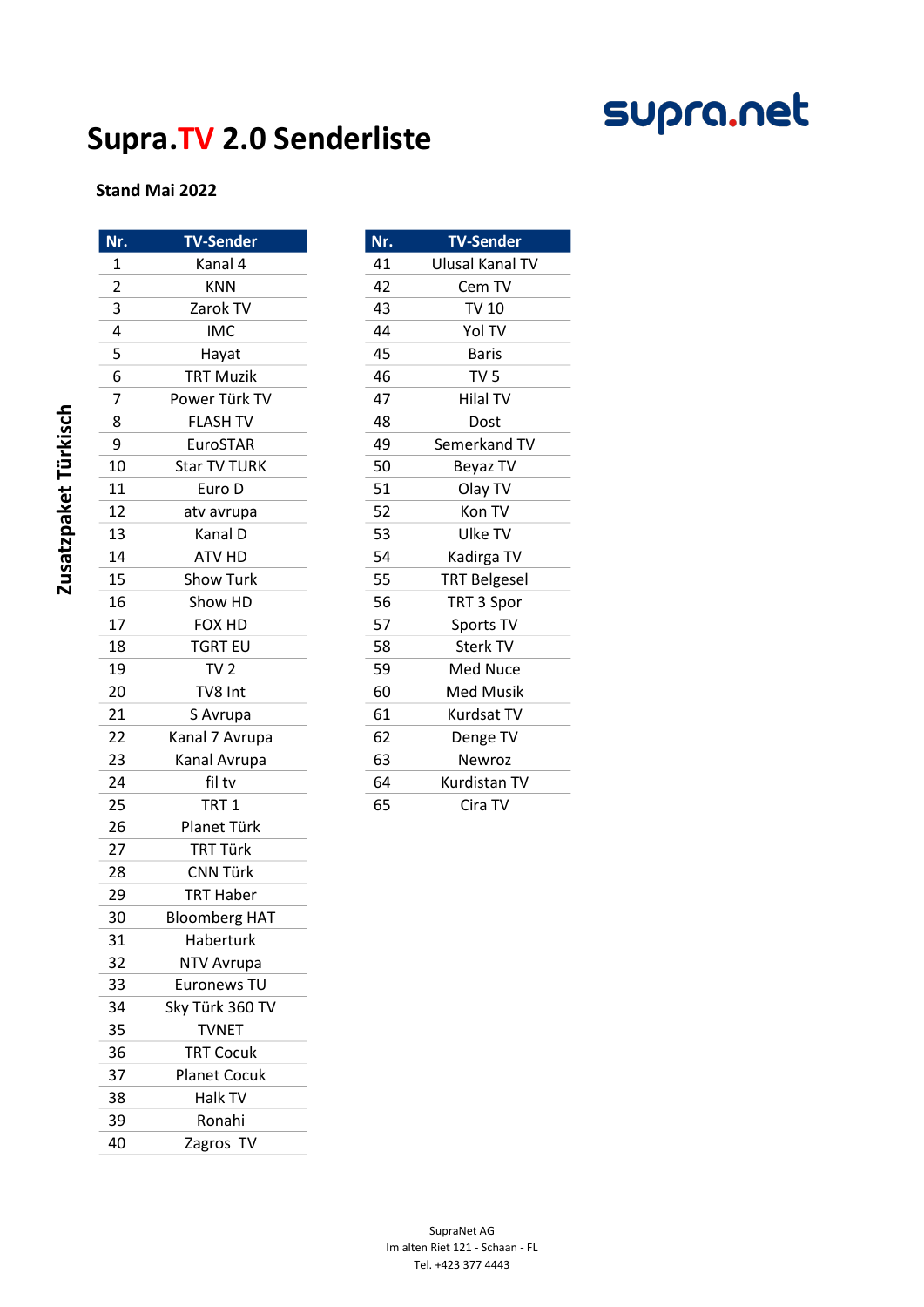# Supra.TV 2.0 Senderliste

supra.net

**Stand Mai 2022**

**Zusatzpaket Türkisch**

| Nr. | TV-Sender |
|---|---|
| 1 | Kanal 4 |
| 2 | KNN |
| 3 | Zarok TV |
| 4 | IMC |
| 5 | Hayat |
| 6 | TRT Muzik |
| 7 | Power Türk TV |
| 8 | FLASH TV |
| 9 | EuroSTAR |
| 10 | Star TV TURK |
| 11 | Euro D |
| 12 | atv avrupa |
| 13 | Kanal D |
| 14 | ATV HD |
| 15 | Show Turk |
| 16 | Show HD |
| 17 | FOX HD |
| 18 | TGRT EU |
| 19 | TV 2 |
| 20 | TV8 Int |
| 21 | S Avrupa |
| 22 | Kanal 7 Avrupa |
| 23 | Kanal Avrupa |
| 24 | fil tv |
| 25 | TRT 1 |
| 26 | Planet Türk |
| 27 | TRT Türk |
| 28 | CNN Türk |
| 29 | TRT Haber |
| 30 | Bloomberg HAT |
| 31 | Haberturk |
| 32 | NTV Avrupa |
| 33 | Euronews TU |
| 34 | Sky Türk 360 TV |
| 35 | TVNET |
| 36 | TRT Cocuk |
| 37 | Planet Cocuk |
| 38 | Halk TV |
| 39 | Ronahi |
| 40 | Zagros TV |
| 41 | Ulusal Kanal TV |
| 42 | Cem TV |
| 43 | TV 10 |
| 44 | Yol TV |
| 45 | Baris |
| 46 | TV 5 |
| 47 | Hilal TV |
| 48 | Dost |
| 49 | Semerkand TV |
| 50 | Beyaz TV |
| 51 | Olay TV |
| 52 | Kon TV |
| 53 | Ulke TV |
| 54 | Kadirga TV |
| 55 | TRT Belgesel |
| 56 | TRT 3 Spor |
| 57 | Sports TV |
| 58 | Sterk TV |
| 59 | Med Nuce |
| 60 | Med Musik |
| 61 | Kurdsat TV |
| 62 | Denge TV |
| 63 | Newroz |
| 64 | Kurdistan TV |
| 65 | Cira TV |

SupraNet AG
Im alten Riet 121 - Schaan - FL
Tel. +423 377 4443